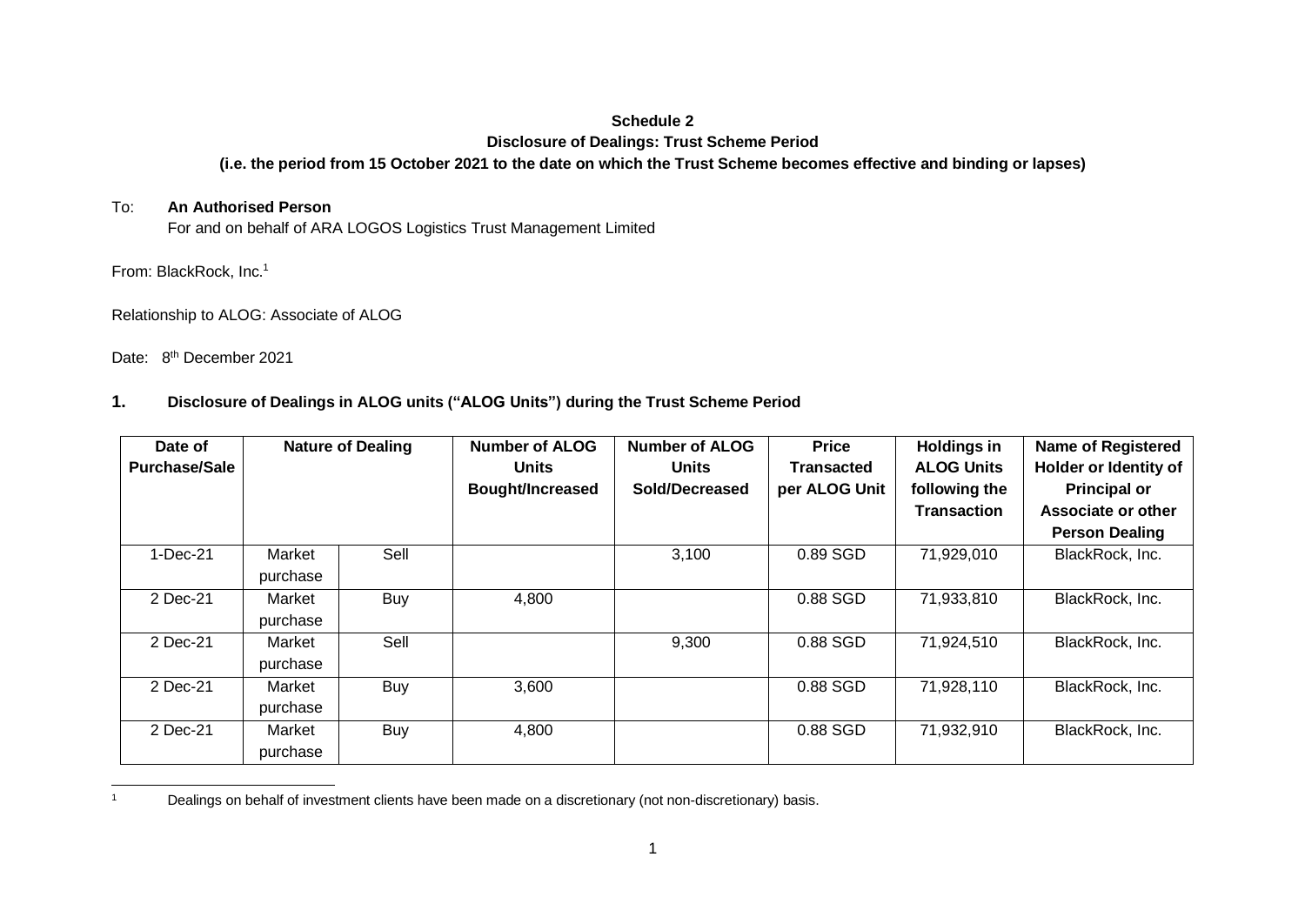**Schedule 2**

**Disclosure of Dealings: Trust Scheme Period**

**(i.e. the period from 15 October 2021 to the date on which the Trust Scheme becomes effective and binding or lapses)**

To: **An Authorised Person**
For and on behalf of ARA LOGOS Logistics Trust Management Limited

From: BlackRock, Inc.[1]

Relationship to ALOG: Associate of ALOG

Date: 8th December 2021

## 1. Disclosure of Dealings in ALOG units ("ALOG Units") during the Trust Scheme Period

| Date of Purchase/Sale | Nature of Dealing | | Number of ALOG Units Bought/Increased | Number of ALOG Units Sold/Decreased | Price Transacted per ALOG Unit | Holdings in ALOG Units following the Transaction | Name of Registered Holder or Identity of Principal or Associate or other Person Dealing |
|---|---|---|---|---|---|---|---|
| 1-Dec-21 | Market purchase | Sell | | 3,100 | 0.89 SGD | 71,929,010 | BlackRock, Inc. |
| 2 Dec-21 | Market purchase | Buy | 4,800 | | 0.88 SGD | 71,933,810 | BlackRock, Inc. |
| 2 Dec-21 | Market purchase | Sell | | 9,300 | 0.88 SGD | 71,924,510 | BlackRock, Inc. |
| 2 Dec-21 | Market purchase | Buy | 3,600 | | 0.88 SGD | 71,928,110 | BlackRock, Inc. |
| 2 Dec-21 | Market purchase | Buy | 4,800 | | 0.88 SGD | 71,932,910 | BlackRock, Inc. |

[1] Dealings on behalf of investment clients have been made on a discretionary (not non-discretionary) basis.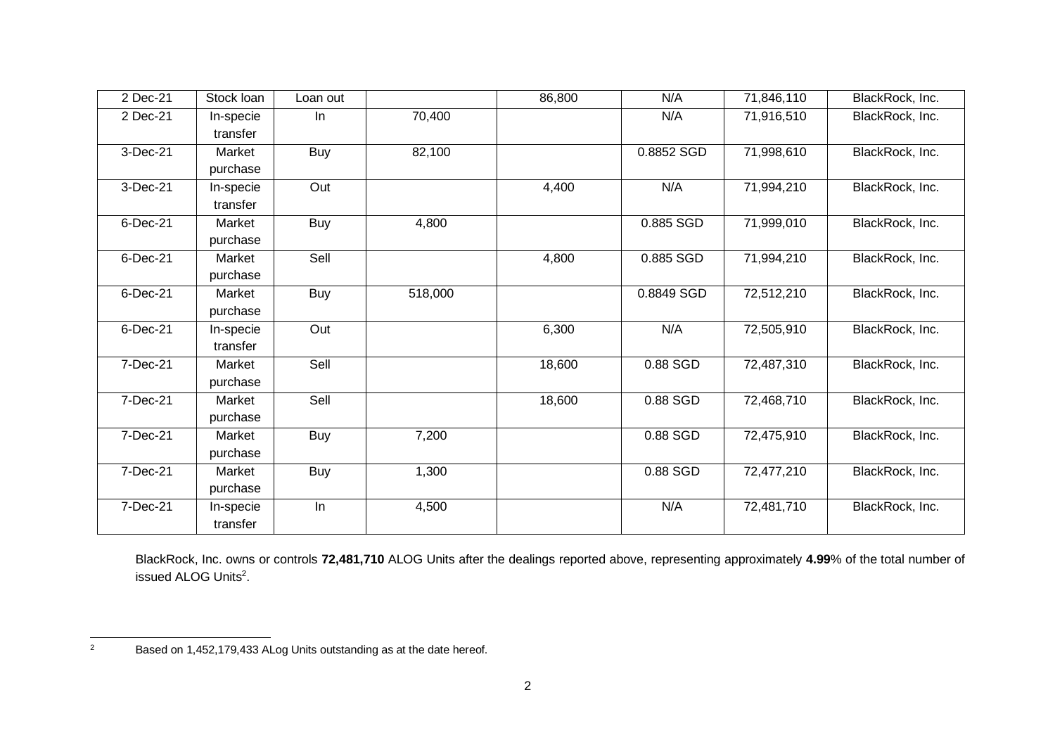| | | | | | | | |
|---|---|---|---|---|---|---|---|
| 2 Dec-21 | Stock loan | Loan out | | 86,800 | N/A | 71,846,110 | BlackRock, Inc. |
| 2 Dec-21 | In-specie transfer | In | 70,400 | | N/A | 71,916,510 | BlackRock, Inc. |
| 3-Dec-21 | Market purchase | Buy | 82,100 | | 0.8852 SGD | 71,998,610 | BlackRock, Inc. |
| 3-Dec-21 | In-specie transfer | Out | | 4,400 | N/A | 71,994,210 | BlackRock, Inc. |
| 6-Dec-21 | Market purchase | Buy | 4,800 | | 0.885 SGD | 71,999,010 | BlackRock, Inc. |
| 6-Dec-21 | Market purchase | Sell | | 4,800 | 0.885 SGD | 71,994,210 | BlackRock, Inc. |
| 6-Dec-21 | Market purchase | Buy | 518,000 | | 0.8849 SGD | 72,512,210 | BlackRock, Inc. |
| 6-Dec-21 | In-specie transfer | Out | | 6,300 | N/A | 72,505,910 | BlackRock, Inc. |
| 7-Dec-21 | Market purchase | Sell | | 18,600 | 0.88 SGD | 72,487,310 | BlackRock, Inc. |
| 7-Dec-21 | Market purchase | Sell | | 18,600 | 0.88 SGD | 72,468,710 | BlackRock, Inc. |
| 7-Dec-21 | Market purchase | Buy | 7,200 | | 0.88 SGD | 72,475,910 | BlackRock, Inc. |
| 7-Dec-21 | Market purchase | Buy | 1,300 | | 0.88 SGD | 72,477,210 | BlackRock, Inc. |
| 7-Dec-21 | In-specie transfer | In | 4,500 | | N/A | 72,481,710 | BlackRock, Inc. |

BlackRock, Inc. owns or controls **72,481,710** ALOG Units after the dealings reported above, representing approximately **4.99**% of the total number of issued ALOG Units[2].

---

[2] Based on 1,452,179,433 ALog Units outstanding as at the date hereof.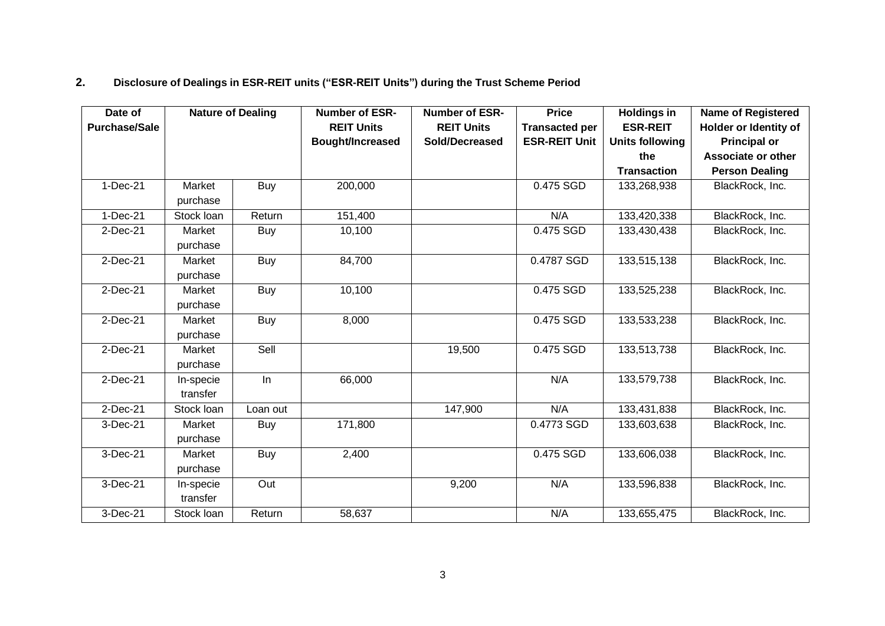## 2. Disclosure of Dealings in ESR-REIT units ("ESR-REIT Units") during the Trust Scheme Period

| Date of Purchase/Sale | Nature of Dealing | | Number of ESR-REIT Units Bought/Increased | Number of ESR-REIT Units Sold/Decreased | Price Transacted per ESR-REIT Unit | Holdings in ESR-REIT Units following the Transaction | Name of Registered Holder or Identity of Principal or Associate or other Person Dealing |
|---|---|---|---|---|---|---|---|
| 1-Dec-21 | Market purchase | Buy | 200,000 | | 0.475 SGD | 133,268,938 | BlackRock, Inc. |
| 1-Dec-21 | Stock loan | Return | 151,400 | | N/A | 133,420,338 | BlackRock, Inc. |
| 2-Dec-21 | Market purchase | Buy | 10,100 | | 0.475 SGD | 133,430,438 | BlackRock, Inc. |
| 2-Dec-21 | Market purchase | Buy | 84,700 | | 0.4787 SGD | 133,515,138 | BlackRock, Inc. |
| 2-Dec-21 | Market purchase | Buy | 10,100 | | 0.475 SGD | 133,525,238 | BlackRock, Inc. |
| 2-Dec-21 | Market purchase | Buy | 8,000 | | 0.475 SGD | 133,533,238 | BlackRock, Inc. |
| 2-Dec-21 | Market purchase | Sell | | 19,500 | 0.475 SGD | 133,513,738 | BlackRock, Inc. |
| 2-Dec-21 | In-specie transfer | In | 66,000 | | N/A | 133,579,738 | BlackRock, Inc. |
| 2-Dec-21 | Stock loan | Loan out | | 147,900 | N/A | 133,431,838 | BlackRock, Inc. |
| 3-Dec-21 | Market purchase | Buy | 171,800 | | 0.4773 SGD | 133,603,638 | BlackRock, Inc. |
| 3-Dec-21 | Market purchase | Buy | 2,400 | | 0.475 SGD | 133,606,038 | BlackRock, Inc. |
| 3-Dec-21 | In-specie transfer | Out | | 9,200 | N/A | 133,596,838 | BlackRock, Inc. |
| 3-Dec-21 | Stock loan | Return | 58,637 | | N/A | 133,655,475 | BlackRock, Inc. |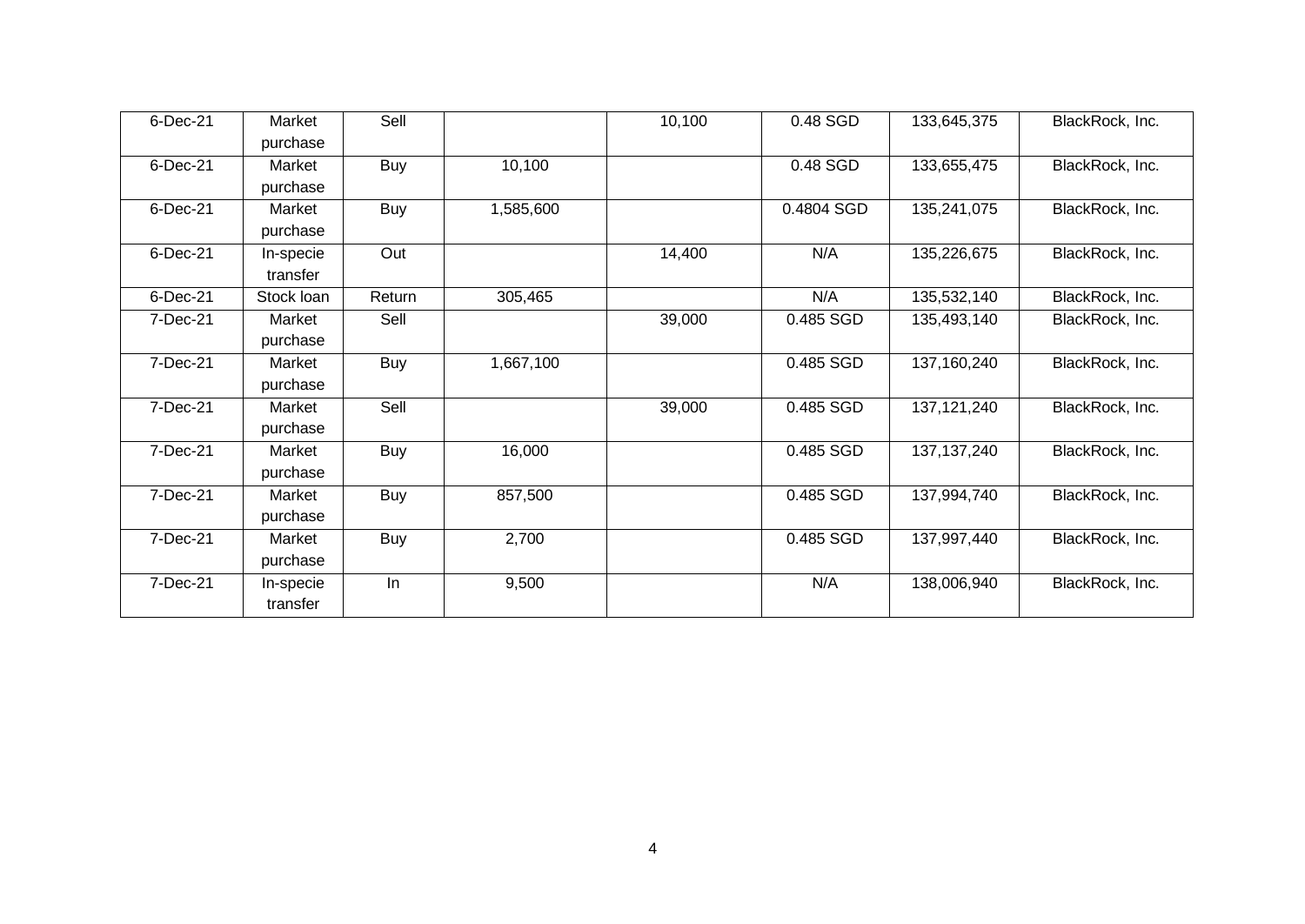| 6-Dec-21 | Market purchase | Sell | | 10,100 | 0.48 SGD | 133,645,375 | BlackRock, Inc. |
|---|---|---|---|---|---|---|---|
| 6-Dec-21 | Market purchase | Buy | 10,100 | | 0.48 SGD | 133,655,475 | BlackRock, Inc. |
| 6-Dec-21 | Market purchase | Buy | 1,585,600 | | 0.4804 SGD | 135,241,075 | BlackRock, Inc. |
| 6-Dec-21 | In-specie transfer | Out | | 14,400 | N/A | 135,226,675 | BlackRock, Inc. |
| 6-Dec-21 | Stock loan | Return | 305,465 | | N/A | 135,532,140 | BlackRock, Inc. |
| 7-Dec-21 | Market purchase | Sell | | 39,000 | 0.485 SGD | 135,493,140 | BlackRock, Inc. |
| 7-Dec-21 | Market purchase | Buy | 1,667,100 | | 0.485 SGD | 137,160,240 | BlackRock, Inc. |
| 7-Dec-21 | Market purchase | Sell | | 39,000 | 0.485 SGD | 137,121,240 | BlackRock, Inc. |
| 7-Dec-21 | Market purchase | Buy | 16,000 | | 0.485 SGD | 137,137,240 | BlackRock, Inc. |
| 7-Dec-21 | Market purchase | Buy | 857,500 | | 0.485 SGD | 137,994,740 | BlackRock, Inc. |
| 7-Dec-21 | Market purchase | Buy | 2,700 | | 0.485 SGD | 137,997,440 | BlackRock, Inc. |
| 7-Dec-21 | In-specie transfer | In | 9,500 | | N/A | 138,006,940 | BlackRock, Inc. |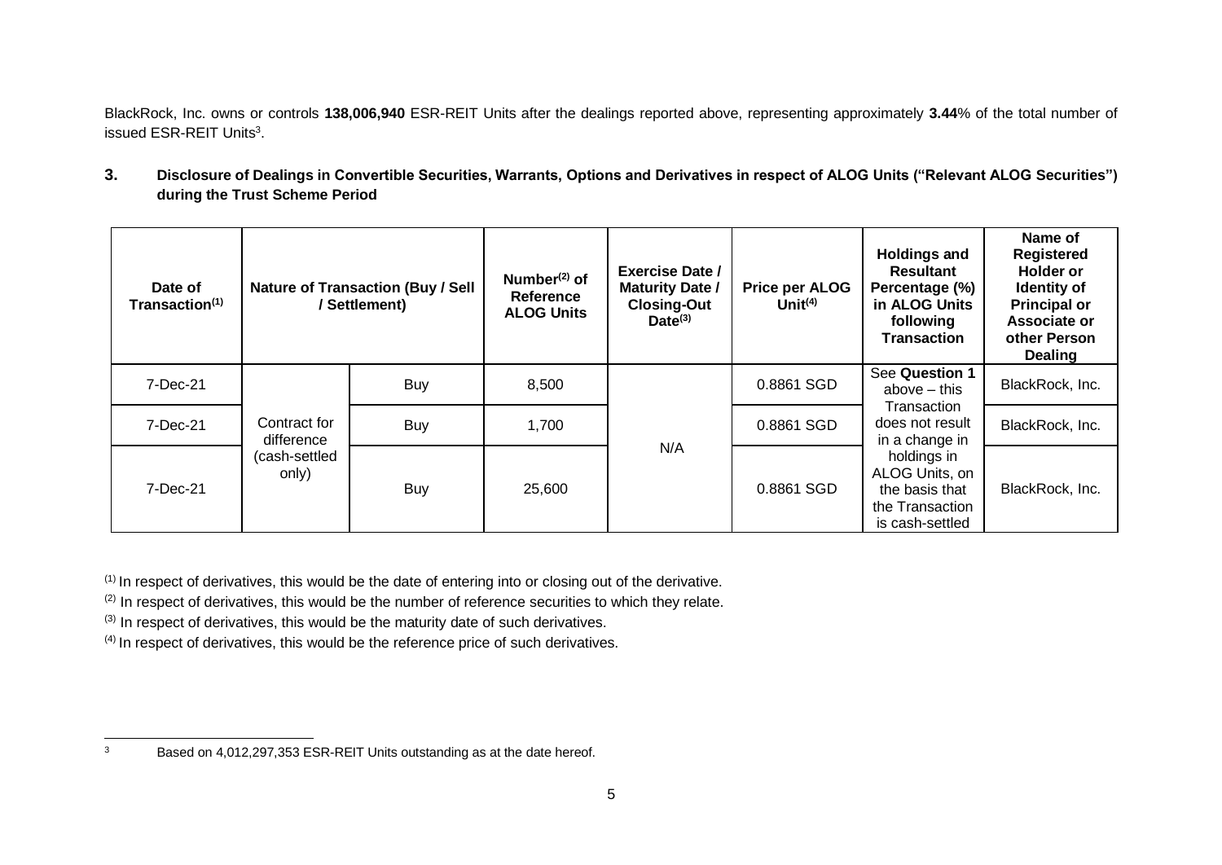BlackRock, Inc. owns or controls **138,006,940** ESR-REIT Units after the dealings reported above, representing approximately **3.44**% of the total number of issued ESR-REIT Units[3].

**3. Disclosure of Dealings in Convertible Securities, Warrants, Options and Derivatives in respect of ALOG Units ("Relevant ALOG Securities") during the Trust Scheme Period**

| Date of Transaction[(1)] | Nature of Transaction (Buy / Sell / Settlement) | | Number[(2)] of Reference ALOG Units | Exercise Date / Maturity Date / Closing-Out Date[(3)] | Price per ALOG Unit[(4)] | Holdings and Resultant Percentage (%) in ALOG Units following Transaction | Name of Registered Holder or Identity of Principal or Associate or other Person Dealing |
|---|---|---|---|---|---|---|---|
| 7-Dec-21 | Contract for difference (cash-settled only) | Buy | 8,500 | N/A | 0.8861 SGD | See **Question 1** above – this Transaction does not result in a change in holdings in ALOG Units, on the basis that the Transaction is cash-settled | BlackRock, Inc. |
| 7-Dec-21 | | Buy | 1,700 | | 0.8861 SGD | | BlackRock, Inc. |
| 7-Dec-21 | | Buy | 25,600 | | 0.8861 SGD | | BlackRock, Inc. |

[(1)] In respect of derivatives, this would be the date of entering into or closing out of the derivative.

[(2)] In respect of derivatives, this would be the number of reference securities to which they relate.

[(3)] In respect of derivatives, this would be the maturity date of such derivatives.

[(4)] In respect of derivatives, this would be the reference price of such derivatives.

[3] Based on 4,012,297,353 ESR-REIT Units outstanding as at the date hereof.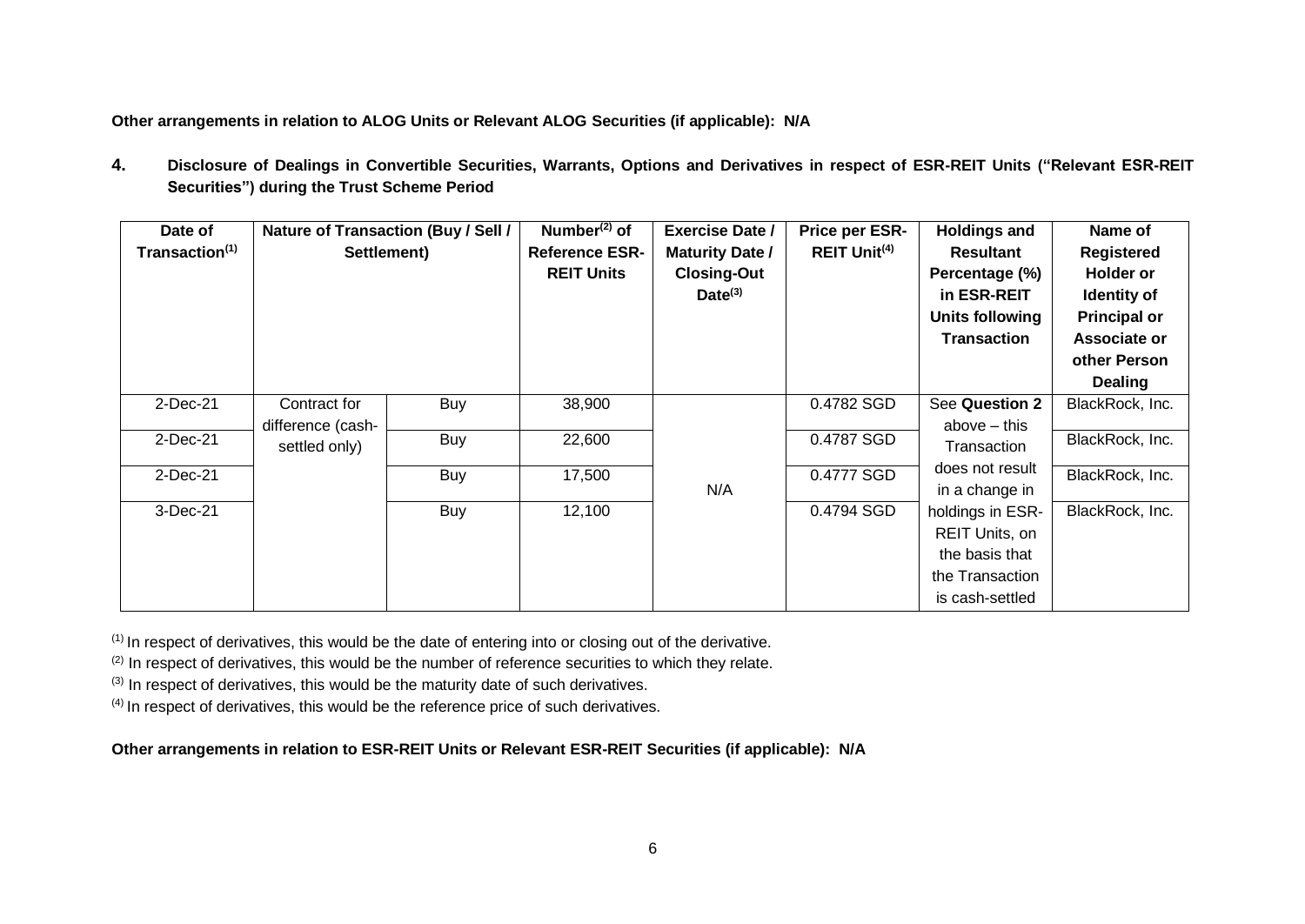**Other arrangements in relation to ALOG Units or Relevant ALOG Securities (if applicable): N/A**

**4. Disclosure of Dealings in Convertible Securities, Warrants, Options and Derivatives in respect of ESR-REIT Units ("Relevant ESR-REIT Securities") during the Trust Scheme Period**

| Date of Transaction[(1)] | Nature of Transaction (Buy / Sell / Settlement) | | Number[(2)] of Reference ESR-REIT Units | Exercise Date / Maturity Date / Closing-Out Date[(3)] | Price per ESR-REIT Unit[(4)] | Holdings and Resultant Percentage (%) in ESR-REIT Units following Transaction | Name of Registered Holder or Identity of Principal or Associate or other Person Dealing |
|---|---|---|---|---|---|---|---|
| 2-Dec-21 | Contract for difference (cash-settled only) | Buy | 38,900 | N/A | 0.4782 SGD | See **Question 2** above – this Transaction does not result in a change in holdings in ESR-REIT Units, on the basis that the Transaction is cash-settled | BlackRock, Inc. |
| 2-Dec-21 | | Buy | 22,600 | | 0.4787 SGD | | BlackRock, Inc. |
| 2-Dec-21 | | Buy | 17,500 | | 0.4777 SGD | | BlackRock, Inc. |
| 3-Dec-21 | | Buy | 12,100 | | 0.4794 SGD | | BlackRock, Inc. |

(1) In respect of derivatives, this would be the date of entering into or closing out of the derivative.
(2) In respect of derivatives, this would be the number of reference securities to which they relate.
(3) In respect of derivatives, this would be the maturity date of such derivatives.
(4) In respect of derivatives, this would be the reference price of such derivatives.

**Other arrangements in relation to ESR-REIT Units or Relevant ESR-REIT Securities (if applicable): N/A**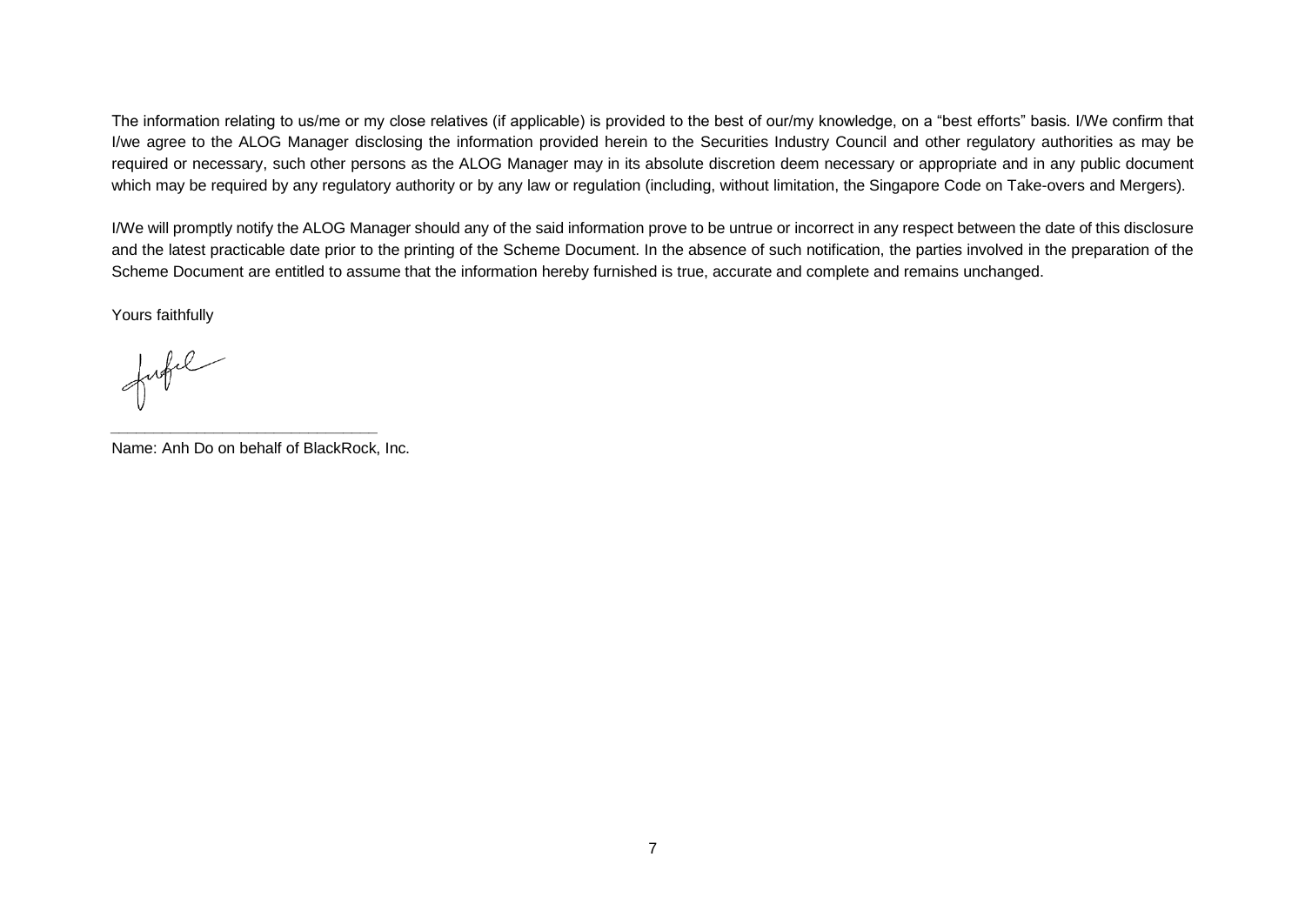The information relating to us/me or my close relatives (if applicable) is provided to the best of our/my knowledge, on a "best efforts" basis. I/We confirm that I/we agree to the ALOG Manager disclosing the information provided herein to the Securities Industry Council and other regulatory authorities as may be required or necessary, such other persons as the ALOG Manager may in its absolute discretion deem necessary or appropriate and in any public document which may be required by any regulatory authority or by any law or regulation (including, without limitation, the Singapore Code on Take-overs and Mergers).

I/We will promptly notify the ALOG Manager should any of the said information prove to be untrue or incorrect in any respect between the date of this disclosure and the latest practicable date prior to the printing of the Scheme Document. In the absence of such notification, the parties involved in the preparation of the Scheme Document are entitled to assume that the information hereby furnished is true, accurate and complete and remains unchanged.

Yours faithfully

\_\_\_\_\_\_\_\_\_\_\_\_\_\_\_\_\_\_\_\_\_\_\_\_\_\_\_\_\_\_\_\_

Name: Anh Do on behalf of BlackRock, Inc.